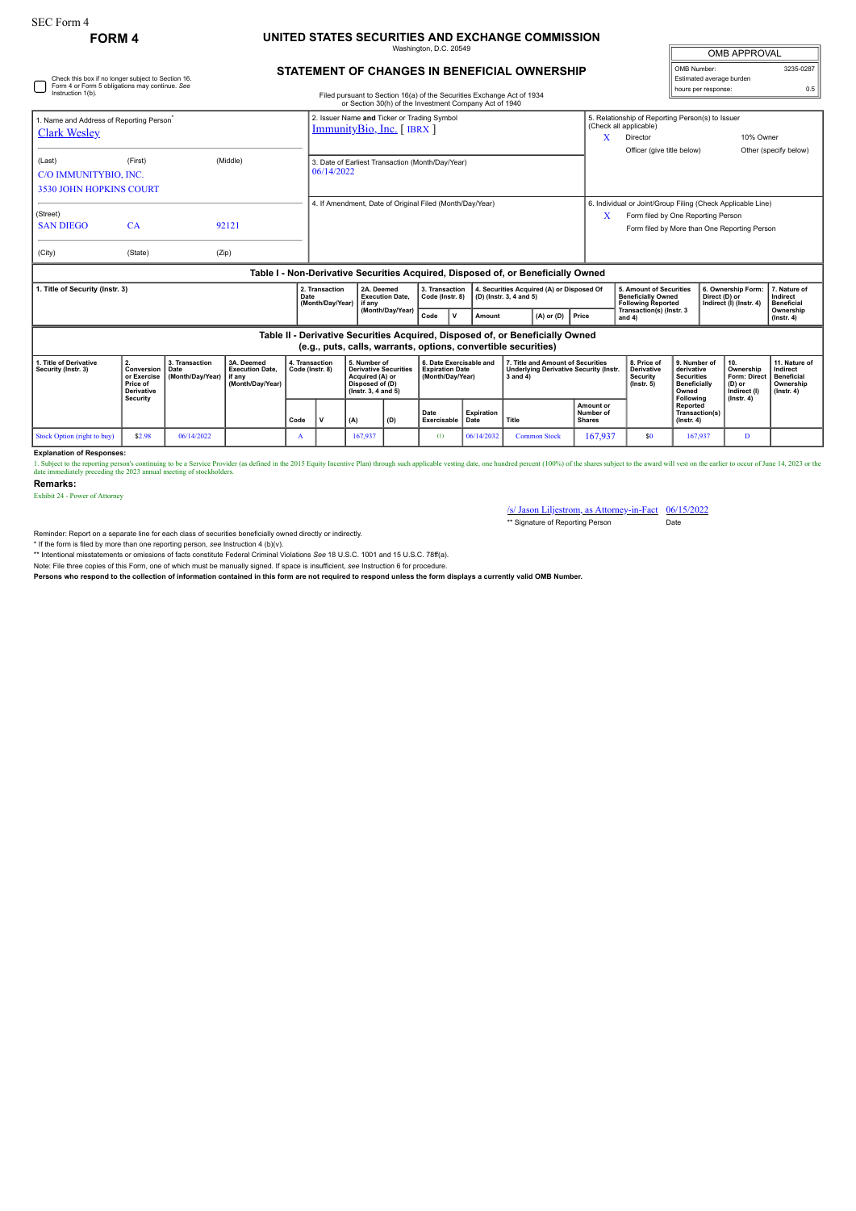SEC Form 4

**FORM 4**

# UNITED STATES SECURITIES AND EXCHANGE COMMISSION

Washington, D.C. 20549

## STATEMENT OF CHANGES IN BENEFICIAL OWNERSHIP

Filed pursuant to Section 16(a) of the Securities Exchange Act of 1934 or Section 30(h) of the Investment Company Act of 1940

| OMB APPROVAL | |
|---|---|
| OMB Number: | 3235-0287 |
| Estimated average burden hours per response: | 0.5 |

☐ Check this box if no longer subject to Section 16. Form 4 or Form 5 obligations may continue. *See* Instruction 1(b).

**1. Name and Address of Reporting Person***
Clark Wesley

(Last) (First) (Middle)
C/O IMMUNITYBIO, INC.
3530 JOHN HOPKINS COURT

(Street)
SAN DIEGO CA 92121

(City) (State) (Zip)

**2. Issuer Name and Ticker or Trading Symbol**
ImmunityBio, Inc. [ IBRX ]

**3. Date of Earliest Transaction (Month/Day/Year)**
06/14/2022

**4. If Amendment, Date of Original Filed (Month/Day/Year)**

**5. Relationship of Reporting Person(s) to Issuer (Check all applicable)**
X Director
10% Owner
Officer (give title below)
Other (specify below)

**6. Individual or Joint/Group Filing (Check Applicable Line)**
X Form filed by One Reporting Person
Form filed by More than One Reporting Person

### Table I - Non-Derivative Securities Acquired, Disposed of, or Beneficially Owned

| 1. Title of Security (Instr. 3) | 2. Transaction Date (Month/Day/Year) | 2A. Deemed Execution Date, if any (Month/Day/Year) | 3. Transaction Code (Instr. 8) | | 4. Securities Acquired (A) or Disposed Of (D) (Instr. 3, 4 and 5) | | | 5. Amount of Securities Beneficially Owned Following Reported Transaction(s) (Instr. 3 and 4) | 6. Ownership Form: Direct (D) or Indirect (I) (Instr. 4) | 7. Nature of Indirect Beneficial Ownership (Instr. 4) |
|---|---|---|---|---|---|---|---|---|---|---|
| | | | Code | V | Amount | (A) or (D) | Price | | | |

### Table II - Derivative Securities Acquired, Disposed of, or Beneficially Owned (e.g., puts, calls, warrants, options, convertible securities)

| 1. Title of Derivative Security (Instr. 3) | 2. Conversion or Exercise Price of Derivative Security | 3. Transaction Date (Month/Day/Year) | 3A. Deemed Execution Date, if any (Month/Day/Year) | 4. Transaction Code (Instr. 8) | | 5. Number of Derivative Securities Acquired (A) or Disposed of (D) (Instr. 3, 4 and 5) | | 6. Date Exercisable and Expiration Date (Month/Day/Year) | | 7. Title and Amount of Securities Underlying Derivative Security (Instr. 3 and 4) | | 8. Price of Derivative Security (Instr. 5) | 9. Number of derivative Securities Beneficially Owned Following Reported Transaction(s) (Instr. 4) | 10. Ownership Form: Direct (D) or Indirect (I) (Instr. 4) | 11. Nature of Indirect Beneficial Ownership (Instr. 4) |
|---|---|---|---|---|---|---|---|---|---|---|---|---|---|---|---|
| | | | | Code | V | (A) | (D) | Date Exercisable | Expiration Date | Title | Amount or Number of Shares | | | | |
| Stock Option (right to buy) | $2.98 | 06/14/2022 | | A | | 167,937 | | (1) | 06/14/2032 | Common Stock | 167,937 | $0 | 167,937 | D | |

**Explanation of Responses:**

1. Subject to the reporting person's continuing to be a Service Provider (as defined in the 2015 Equity Incentive Plan) through such applicable vesting date, one hundred percent (100%) of the shares subject to the award will vest on the earlier to occur of June 14, 2023 or the date immediately preceding the 2023 annual meeting of stockholders.

**Remarks:**

Exhibit 24 - Power of Attorney

/s/ Jason Liljestrom, as Attorney-in-Fact 06/15/2022

** Signature of Reporting Person Date

Reminder: Report on a separate line for each class of securities beneficially owned directly or indirectly.

\* If the form is filed by more than one reporting person, *see* Instruction 4 (b)(v).

\*\* Intentional misstatements or omissions of facts constitute Federal Criminal Violations *See* 18 U.S.C. 1001 and 15 U.S.C. 78ff(a).

Note: File three copies of this Form, one of which must be manually signed. If space is insufficient, *see* Instruction 6 for procedure.

**Persons who respond to the collection of information contained in this form are not required to respond unless the form displays a currently valid OMB Number.**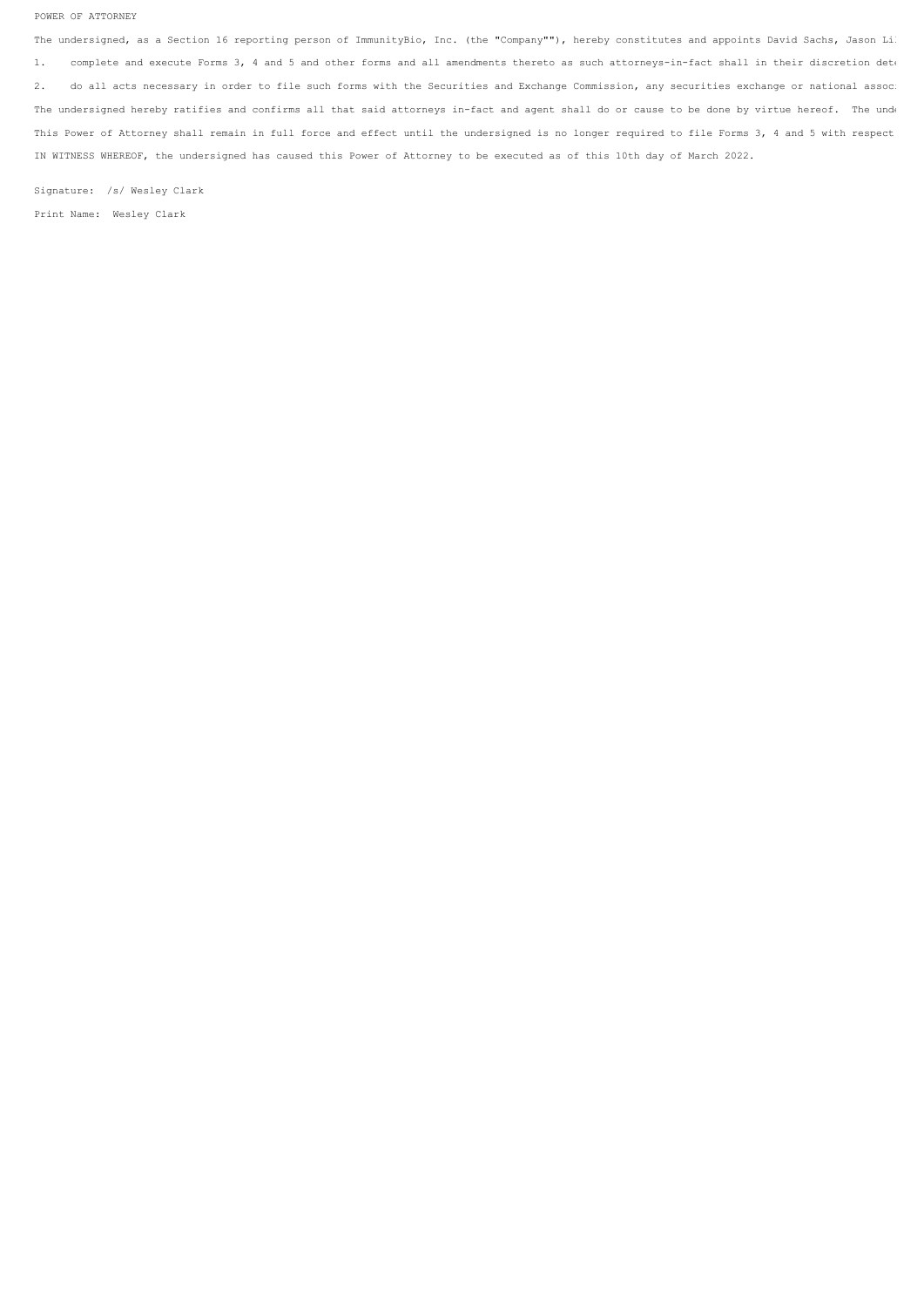POWER OF ATTORNEY

The undersigned, as a Section 16 reporting person of ImmunityBio, Inc. (the "Company""), hereby constitutes and appoints David Sachs, Jason Li

1. complete and execute Forms 3, 4 and 5 and other forms and all amendments thereto as such attorneys-in-fact shall in their discretion dete

2. do all acts necessary in order to file such forms with the Securities and Exchange Commission, any securities exchange or national assoc

The undersigned hereby ratifies and confirms all that said attorneys in-fact and agent shall do or cause to be done by virtue hereof. The unde

This Power of Attorney shall remain in full force and effect until the undersigned is no longer required to file Forms 3, 4 and 5 with respect

IN WITNESS WHEREOF, the undersigned has caused this Power of Attorney to be executed as of this 10th day of March 2022.

Signature: /s/ Wesley Clark

Print Name: Wesley Clark